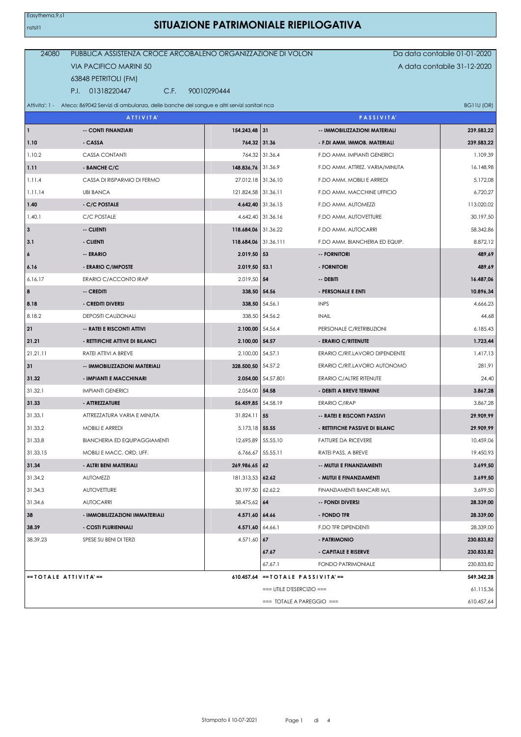Easythema.9.s1

nstsit1

# SITUAZIONE PATRIMONIALE RIEPILOGATIVA

24080 PUBBLICA ASSISTENZA CROCE ARCOBALENO ORGANIZZAZIONE DI VOLON — Da data contabile 01-01-2020

VIA PACIFICO MARINI 50 — A data contabile 31-12-2020

63848 PETRITOLI (FM)

P.I. 01318220447 C.F. 90010290444

Attivita': 1 - Ateco: 869042 Servizi di ambulanza, delle banche del sangue e altri servizi sanitari nca — BG11U (OR)

| ATTIVITA' | | | PASSIVITA' | | |
|---|---|---|---|---|---|
| **1** | **-- CONTI FINANZIARI** | **154.243,48** | **31** | **-- IMMOBILIZZAZIONI MATERIALI** | **239.583,22** |
| **1.10** | **- CASSA** | **764,32** | **31.36** | **- F.DI AMM. IMMOB. MATERIALI** | **239.583,22** |
| 1.10.2 | CASSA CONTANTI | 764,32 | 31.36.4 | F.DO AMM. IMPIANTI GENERICI | 1.109,39 |
| **1.11** | **- BANCHE C/C** | **148.836,76** | 31.36.9 | F.DO AMM. ATTREZ. VARIA/MINUTA | 16.148,98 |
| 1.11.4 | CASSA DI RISPARMIO DI FERMO | 27.012,18 | 31.36.10 | F.DO AMM. MOBILI E ARREDI | 5.172,08 |
| 1.11.14 | UBI BANCA | 121.824,58 | 31.36.11 | F.DO AMM. MACCHINE UFFICIO | 6.720,27 |
| **1.40** | **- C/C POSTALE** | **4.642,40** | 31.36.15 | F.DO AMM. AUTOMEZZI | 113.020,02 |
| 1.40.1 | C/C POSTALE | 4.642,40 | 31.36.16 | F.DO AMM. AUTOVETTURE | 30.197,50 |
| **3** | **-- CLIENTI** | **118.684,06** | 31.36.22 | F.DO AMM. AUTOCARRI | 58.342,86 |
| **3.1** | **- CLIENTI** | **118.684,06** | 31.36.111 | F.DO AMM. BIANCHERIA ED EQUIP. | 8.872,12 |
| **6** | **-- ERARIO** | **2.019,50** | **53** | **-- FORNITORI** | **489,69** |
| **6.16** | **- ERARIO C/IMPOSTE** | **2.019,50** | **53.1** | **- FORNITORI** | **489,69** |
| 6.16.17 | ERARIO C/ACCONTO IRAP | 2.019,50 | **54** | **-- DEBITI** | **16.487,06** |
| **8** | **-- CREDITI** | **338,50** | **54.56** | **- PERSONALE E ENTI** | **10.896,34** |
| **8.18** | **- CREDITI DIVERSI** | **338,50** | 54.56.1 | INPS | 4.666,23 |
| 8.18.2 | DEPOSITI CAUZIONALI | 338,50 | 54.56.2 | INAIL | 44,68 |
| **21** | **-- RATEI E RISCONTI ATTIVI** | **2.100,00** | 54.56.4 | PERSONALE C/RETRIBUZIONI | 6.185,43 |
| **21.21** | **- RETTIFICHE ATTIVE DI BILANCI** | **2.100,00** | **54.57** | **- ERARIO C/RITENUTE** | **1.723,44** |
| 21.21.11 | RATEI ATTIVI A BREVE | 2.100,00 | 54.57.1 | ERARIO C/RIT.LAVORO DIPENDENTE | 1.417,13 |
| **31** | **-- IMMOBILIZZAZIONI MATERIALI** | **328.500,50** | 54.57.2 | ERARIO C/RIT.LAVORO AUTONOMO | 281,91 |
| **31.32** | **- IMPIANTI E MACCHINARI** | **2.054,00** | 54.57.801 | ERARIO C/ALTRE RITENUTE | 24,40 |
| 31.32.1 | IMPIANTI GENERICI | 2.054,00 | **54.58** | **- DEBITI A BREVE TERMINE** | **3.867,28** |
| **31.33** | **- ATTREZZATURE** | **56.459,85** | 54.58.19 | ERARIO C/IRAP | 3.867,28 |
| 31.33.1 | ATTREZZATURA VARIA E MINUTA | 31.824,11 | **55** | **-- RATEI E RISCONTI PASSIVI** | **29.909,99** |
| 31.33.2 | MOBILI E ARREDI | 5.173,18 | **55.55** | **- RETTIFICHE PASSIVE DI BILANC** | **29.909,99** |
| 31.33.8 | BIANCHERIA ED EQUIPAGGIAMENTI | 12.695,89 | 55.55.10 | FATTURE DA RICEVERE | 10.459,06 |
| 31.33.15 | MOBILI E MACC. ORD. UFF. | 6.766,67 | 55.55.11 | RATEI PASS. A BREVE | 19.450,93 |
| **31.34** | **- ALTRI BENI MATERIALI** | **269.986,65** | **62** | **-- MUTUI E FINANZIAMENTI** | **3.699,50** |
| 31.34.2 | AUTOMEZZI | 181.313,53 | **62.62** | **- MUTUI E FINANZIAMENTI** | **3.699,50** |
| 31.34.3 | AUTOVETTURE | 30.197,50 | 62.62.2 | FINANZIAMENTI BANCARI M/L | 3.699,50 |
| 31.34.6 | AUTOCARRI | 58.475,62 | **64** | **-- FONDI DIVERSI** | **28.339,00** |
| **38** | **- IMMOBILIZZAZIONI IMMATERIALI** | **4.571,60** | **64.66** | **- FONDO TFR** | **28.339,00** |
| **38.39** | **- COSTI PLURIENNALI** | **4.571,60** | 64.66.1 | F.DO TFR DIPENDENTI | 28.339,00 |
| 38.39.23 | SPESE SU BENI DI TERZI | 4.571,60 | **67** | **- PATRIMONIO** | **230.833,82** |
| | | | **67.67** | **- CAPITALE E RISERVE** | **230.833,82** |
| | | | 67.67.1 | FONDO PATRIMONIALE | 230.833,82 |
| **==TOTALE ATTIVITA'==** | | **610.457,64** | **==TOTALE PASSIVITA'==** | | **549.342,28** |
| | | | === UTILE D'ESERCIZIO === | | 61.115,36 |
| | | | === TOTALE A PAREGGIO === | | 610.457,64 |

Stampato il 10-07-2021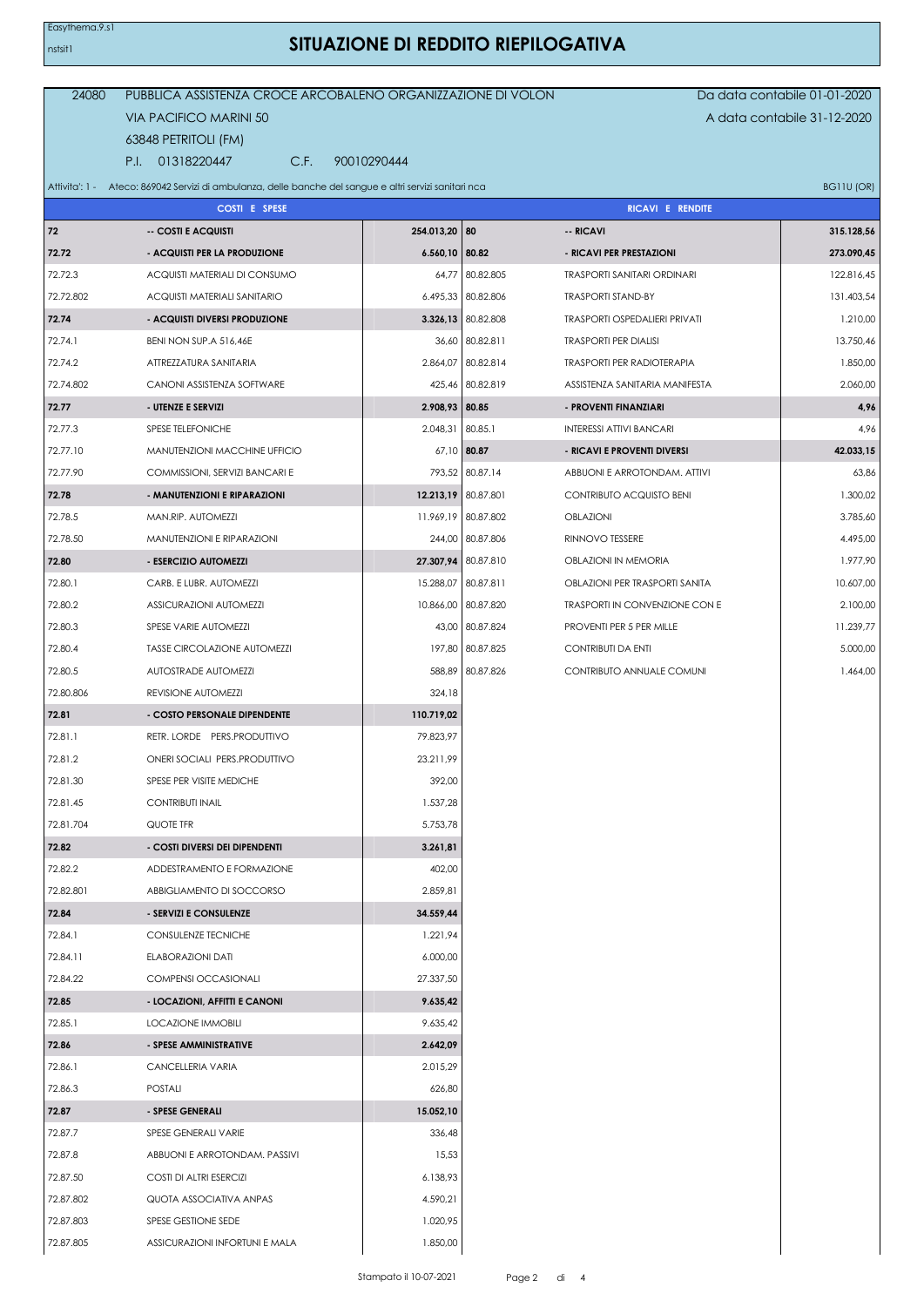# SITUAZIONE DI REDDITO RIEPILOGATIVA

Easythema.9.s1
nstsit1

24080 PUBBLICA ASSISTENZA CROCE ARCOBALENO ORGANIZZAZIONE DI VOLON
VIA PACIFICO MARINI 50
63848 PETRITOLI (FM)
P.I. 01318220447 C.F. 90010290444

Da data contabile 01-01-2020
A data contabile 31-12-2020

Attivita': 1 - Ateco: 869042 Servizi di ambulanza, delle banche del sangue e altri servizi sanitari nca — BG11U (OR)

| COSTI E SPESE | | | RICAVI E RENDITE | | |
|---|---|---|---|---|---|
| **72** | **-- COSTI E ACQUISTI** | **254.013,20** | **80** | **-- RICAVI** | **315.128,56** |
| **72.72** | **- ACQUISTI PER LA PRODUZIONE** | **6.560,10** | **80.82** | **- RICAVI PER PRESTAZIONI** | **273.090,45** |
| 72.72.3 | ACQUISTI MATERIALI DI CONSUMO | 64,77 | 80.82.805 | TRASPORTI SANITARI ORDINARI | 122.816,45 |
| 72.72.802 | ACQUISTI MATERIALI SANITARIO | 6.495,33 | 80.82.806 | TRASPORTI STAND-BY | 131.403,54 |
| **72.74** | **- ACQUISTI DIVERSI PRODUZIONE** | **3.326,13** | 80.82.808 | TRASPORTI OSPEDALIERI PRIVATI | 1.210,00 |
| 72.74.1 | BENI NON SUP.A 516,46E | 36,60 | 80.82.811 | TRASPORTI PER DIALISI | 13.750,46 |
| 72.74.2 | ATTREZZATURA SANITARIA | 2.864,07 | 80.82.814 | TRASPORTI PER RADIOTERAPIA | 1.850,00 |
| 72.74.802 | CANONI ASSISTENZA SOFTWARE | 425,46 | 80.82.819 | ASSISTENZA SANITARIA MANIFESTA | 2.060,00 |
| **72.77** | **- UTENZE E SERVIZI** | **2.908,93** | **80.85** | **- PROVENTI FINANZIARI** | **4,96** |
| 72.77.3 | SPESE TELEFONICHE | 2.048,31 | 80.85.1 | INTERESSI ATTIVI BANCARI | 4,96 |
| 72.77.10 | MANUTENZIONI MACCHINE UFFICIO | 67,10 | **80.87** | **- RICAVI E PROVENTI DIVERSI** | **42.033,15** |
| 72.77.90 | COMMISSIONI, SERVIZI BANCARI E | 793,52 | 80.87.14 | ABBUONI E ARROTONDAM. ATTIVI | 63,86 |
| **72.78** | **- MANUTENZIONI E RIPARAZIONI** | **12.213,19** | 80.87.801 | CONTRIBUTO ACQUISTO BENI | 1.300,02 |
| 72.78.5 | MAN.RIP. AUTOMEZZI | 11.969,19 | 80.87.802 | OBLAZIONI | 3.785,60 |
| 72.78.50 | MANUTENZIONI E RIPARAZIONI | 244,00 | 80.87.806 | RINNOVO TESSERE | 4.495,00 |
| **72.80** | **- ESERCIZIO AUTOMEZZI** | **27.307,94** | 80.87.810 | OBLAZIONI IN MEMORIA | 1.977,90 |
| 72.80.1 | CARB. E LUBR. AUTOMEZZI | 15.288,07 | 80.87.811 | OBLAZIONI PER TRASPORTI SANITA | 10.607,00 |
| 72.80.2 | ASSICURAZIONI AUTOMEZZI | 10.866,00 | 80.87.820 | TRASPORTI IN CONVENZIONE CON E | 2.100,00 |
| 72.80.3 | SPESE VARIE AUTOMEZZI | 43,00 | 80.87.824 | PROVENTI PER 5 PER MILLE | 11.239,77 |
| 72.80.4 | TASSE CIRCOLAZIONE AUTOMEZZI | 197,80 | 80.87.825 | CONTRIBUTI DA ENTI | 5.000,00 |
| 72.80.5 | AUTOSTRADE AUTOMEZZI | 588,89 | 80.87.826 | CONTRIBUTO ANNUALE COMUNI | 1.464,00 |
| 72.80.806 | REVISIONE AUTOMEZZI | 324,18 | | | |
| **72.81** | **- COSTO PERSONALE DIPENDENTE** | **110.719,02** | | | |
| 72.81.1 | RETR. LORDE PERS.PRODUTTIVO | 79.823,97 | | | |
| 72.81.2 | ONERI SOCIALI PERS.PRODUTTIVO | 23.211,99 | | | |
| 72.81.30 | SPESE PER VISITE MEDICHE | 392,00 | | | |
| 72.81.45 | CONTRIBUTI INAIL | 1.537,28 | | | |
| 72.81.704 | QUOTE TFR | 5.753,78 | | | |
| **72.82** | **- COSTI DIVERSI DEI DIPENDENTI** | **3.261,81** | | | |
| 72.82.2 | ADDESTRAMENTO E FORMAZIONE | 402,00 | | | |
| 72.82.801 | ABBIGLIAMENTO DI SOCCORSO | 2.859,81 | | | |
| **72.84** | **- SERVIZI E CONSULENZE** | **34.559,44** | | | |
| 72.84.1 | CONSULENZE TECNICHE | 1.221,94 | | | |
| 72.84.11 | ELABORAZIONI DATI | 6.000,00 | | | |
| 72.84.22 | COMPENSI OCCASIONALI | 27.337,50 | | | |
| **72.85** | **- LOCAZIONI, AFFITTI E CANONI** | **9.635,42** | | | |
| 72.85.1 | LOCAZIONE IMMOBILI | 9.635,42 | | | |
| **72.86** | **- SPESE AMMINISTRATIVE** | **2.642,09** | | | |
| 72.86.1 | CANCELLERIA VARIA | 2.015,29 | | | |
| 72.86.3 | POSTALI | 626,80 | | | |
| **72.87** | **- SPESE GENERALI** | **15.052,10** | | | |
| 72.87.7 | SPESE GENERALI VARIE | 336,48 | | | |
| 72.87.8 | ABBUONI E ARROTONDAM. PASSIVI | 15,53 | | | |
| 72.87.50 | COSTI DI ALTRI ESERCIZI | 6.138,93 | | | |
| 72.87.802 | QUOTA ASSOCIATIVA ANPAS | 4.590,21 | | | |
| 72.87.803 | SPESE GESTIONE SEDE | 1.020,95 | | | |
| 72.87.805 | ASSICURAZIONI INFORTUNI E MALA | 1.850,00 | | | |

Stampato il 10-07-2021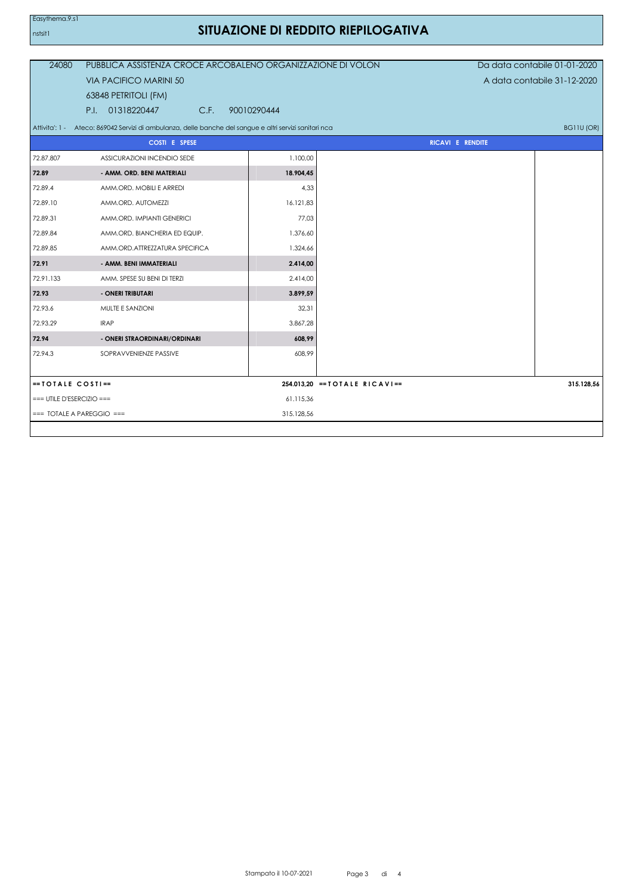Easythema.9.s1

nstsit1

# SITUAZIONE DI REDDITO RIEPILOGATIVA

| | | |
|---|---|---|
| 24080 | PUBBLICA ASSISTENZA CROCE ARCOBALENO ORGANIZZAZIONE DI VOLON | Da data contabile 01-01-2020 |
| | VIA PACIFICO MARINI 50 | A data contabile 31-12-2020 |
| | 63848 PETRITOLI (FM) | |
| | P.I. 01318220447 C.F. 90010290444 | |

Attivita': 1 - Ateco: 869042 Servizi di ambulanza, delle banche del sangue e altri servizi sanitari nca — BG11U (OR)

| COSTI E SPESE | | | RICAVI E RENDITE | |
|---|---|---|---|---|
| 72.87.807 | ASSICURAZIONI INCENDIO SEDE | 1.100,00 | | |
| **72.89** | **- AMM. ORD. BENI MATERIALI** | **18.904,45** | | |
| 72.89.4 | AMM.ORD. MOBILI E ARREDI | 4,33 | | |
| 72.89.10 | AMM.ORD. AUTOMEZZI | 16.121,83 | | |
| 72.89.31 | AMM.ORD. IMPIANTI GENERICI | 77,03 | | |
| 72.89.84 | AMM.ORD. BIANCHERIA ED EQUIP. | 1.376,60 | | |
| 72.89.85 | AMM.ORD.ATTREZZATURA SPECIFICA | 1.324,66 | | |
| **72.91** | **- AMM. BENI IMMATERIALI** | **2.414,00** | | |
| 72.91.133 | AMM. SPESE SU BENI DI TERZI | 2.414,00 | | |
| **72.93** | **- ONERI TRIBUTARI** | **3.899,59** | | |
| 72.93.6 | MULTE E SANZIONI | 32,31 | | |
| 72.93.29 | IRAP | 3.867,28 | | |
| **72.94** | **- ONERI STRAORDINARI/ORDINARI** | **608,99** | | |
| 72.94.3 | SOPRAVVENIENZE PASSIVE | 608,99 | | |
| **==TOTALE COSTI==** | | **254.013,20** | **==TOTALE RICAVI==** | **315.128,56** |
| === UTILE D'ESERCIZIO === | | 61.115,36 | | |
| === TOTALE A PAREGGIO === | | 315.128,56 | | |

Stampato il 10-07-2021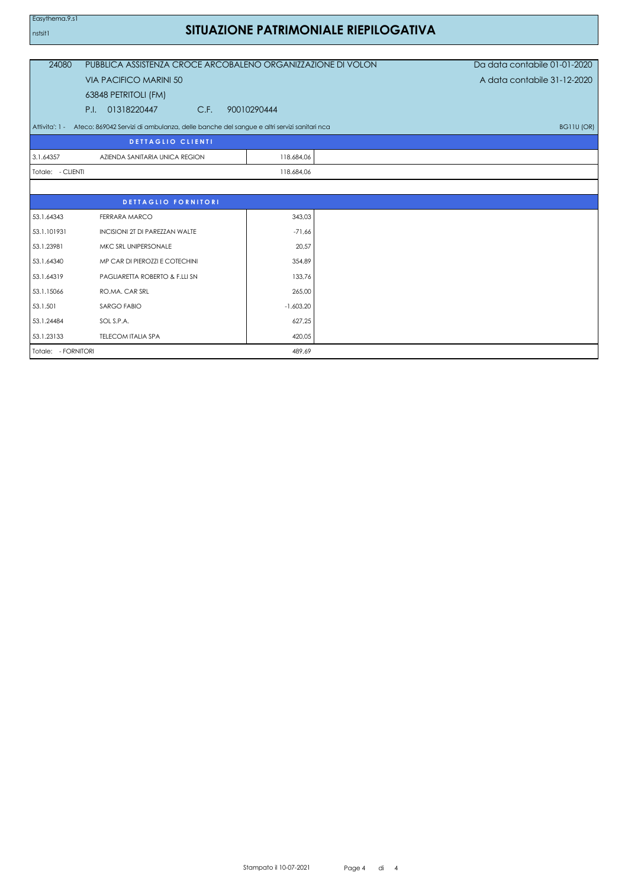Easythema.9.s1

nstsit1

# SITUAZIONE PATRIMONIALE RIEPILOGATIVA

| | | |
|---|---|---|
| 24080 | PUBBLICA ASSISTENZA CROCE ARCOBALENO ORGANIZZAZIONE DI VOLON | Da data contabile 01-01-2020 |
| | VIA PACIFICO MARINI 50 | A data contabile 31-12-2020 |
| | 63848 PETRITOLI (FM) | |
| | P.I. 01318220447 C.F. 90010290444 | |

Attivita': 1 - Ateco: 869042 Servizi di ambulanza, delle banche del sangue e altri servizi sanitari nca — BG11U (OR)

## DETTAGLIO CLIENTI

| | | |
|---|---|---|
| 3.1.64357 | AZIENDA SANITARIA UNICA REGION | 118.684,06 |
| Totale: - CLIENTI | | 118.684,06 |

## DETTAGLIO FORNITORI

| | | |
|---|---|---|
| 53.1.64343 | FERRARA MARCO | 343,03 |
| 53.1.101931 | INCISIONI 2T DI PAREZZAN WALTE | -71,66 |
| 53.1.23981 | MKC SRL UNIPERSONALE | 20,57 |
| 53.1.64340 | MP CAR DI PIEROZZI E COTECHINI | 354,89 |
| 53.1.64319 | PAGLIARETTA ROBERTO & F.LLI SN | 133,76 |
| 53.1.15066 | RO.MA. CAR SRL | 265,00 |
| 53.1.501 | SARGO FABIO | -1.603,20 |
| 53.1.24484 | SOL S.P.A. | 627,25 |
| 53.1.23133 | TELECOM ITALIA SPA | 420,05 |
| Totale: - FORNITORI | | 489,69 |

Stampato il 10-07-2021